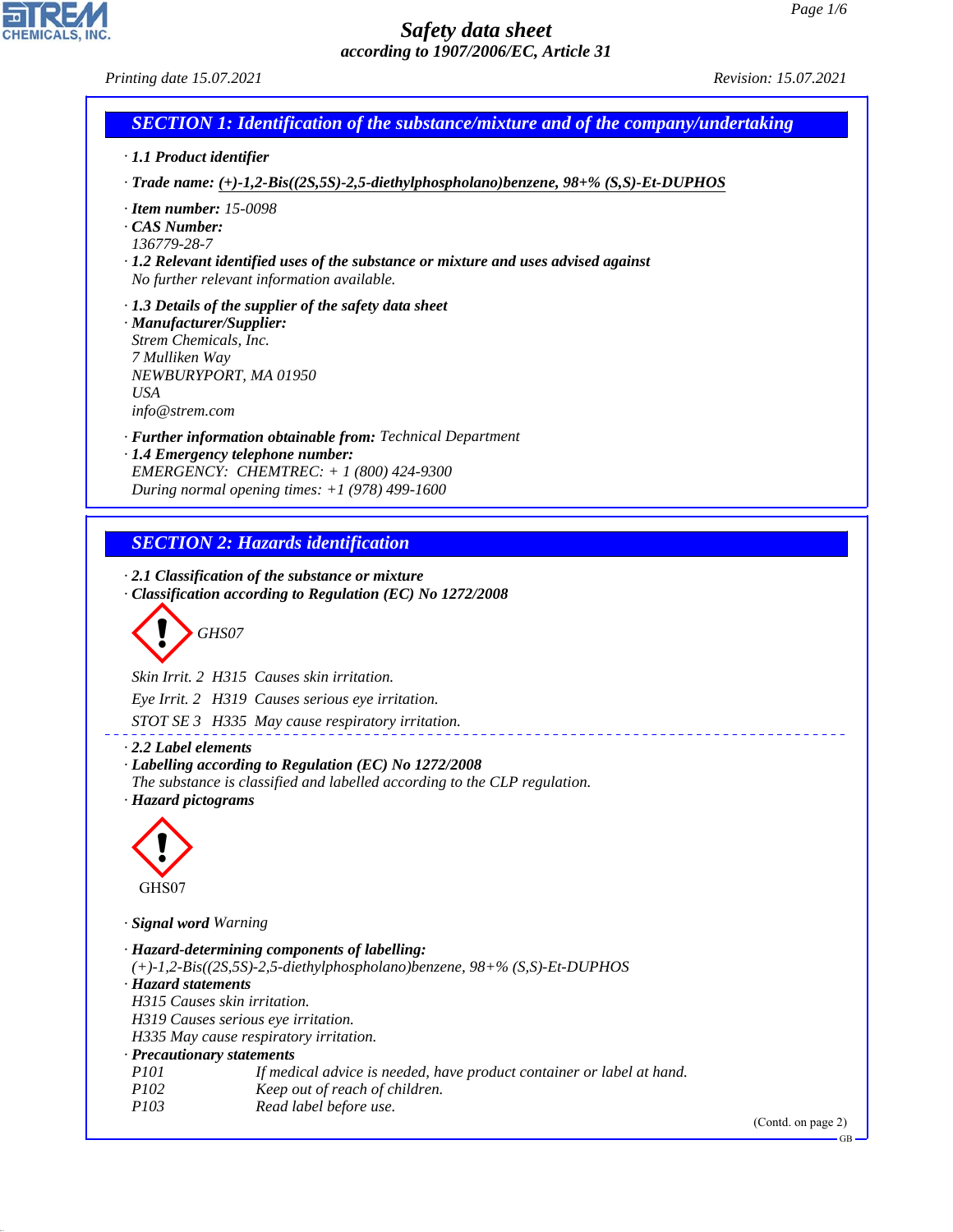# Safety data sheet

*according to 1907/2006/EC, Article 31*

Printing date 15.07.2021 Revision: 15.07.2021

## SECTION 1: Identification of the substance/mixture and of the company/undertaking

· **1.1 Product identifier**

· **Trade name:** **(+)-1,2-Bis((2S,5S)-2,5-diethylphospholano)benzene, 98+% (S,S)-Et-DUPHOS**

· **Item number:** 15-0098

· **CAS Number:**
136779-28-7

· **1.2 Relevant identified uses of the substance or mixture and uses advised against**
No further relevant information available.

· **1.3 Details of the supplier of the safety data sheet**

· **Manufacturer/Supplier:**
Strem Chemicals, Inc.
7 Mulliken Way
NEWBURYPORT, MA 01950
USA
info@strem.com

· **Further information obtainable from:** Technical Department

· **1.4 Emergency telephone number:**
EMERGENCY: CHEMTREC: + 1 (800) 424-9300
During normal opening times: +1 (978) 499-1600

## SECTION 2: Hazards identification

· **2.1 Classification of the substance or mixture**

· **Classification according to Regulation (EC) No 1272/2008**

GHS07

Skin Irrit. 2 H315 Causes skin irritation.

Eye Irrit. 2 H319 Causes serious eye irritation.

STOT SE 3 H335 May cause respiratory irritation.

· **2.2 Label elements**

· **Labelling according to Regulation (EC) No 1272/2008**
The substance is classified and labelled according to the CLP regulation.

· **Hazard pictograms**

GHS07

· **Signal word** Warning

· **Hazard-determining components of labelling:**
(+)-1,2-Bis((2S,5S)-2,5-diethylphospholano)benzene, 98+% (S,S)-Et-DUPHOS

· **Hazard statements**
H315 Causes skin irritation.
H319 Causes serious eye irritation.
H335 May cause respiratory irritation.

· **Precautionary statements**

P101 If medical advice is needed, have product container or label at hand.
P102 Keep out of reach of children.
P103 Read label before use.

(Contd. on page 2)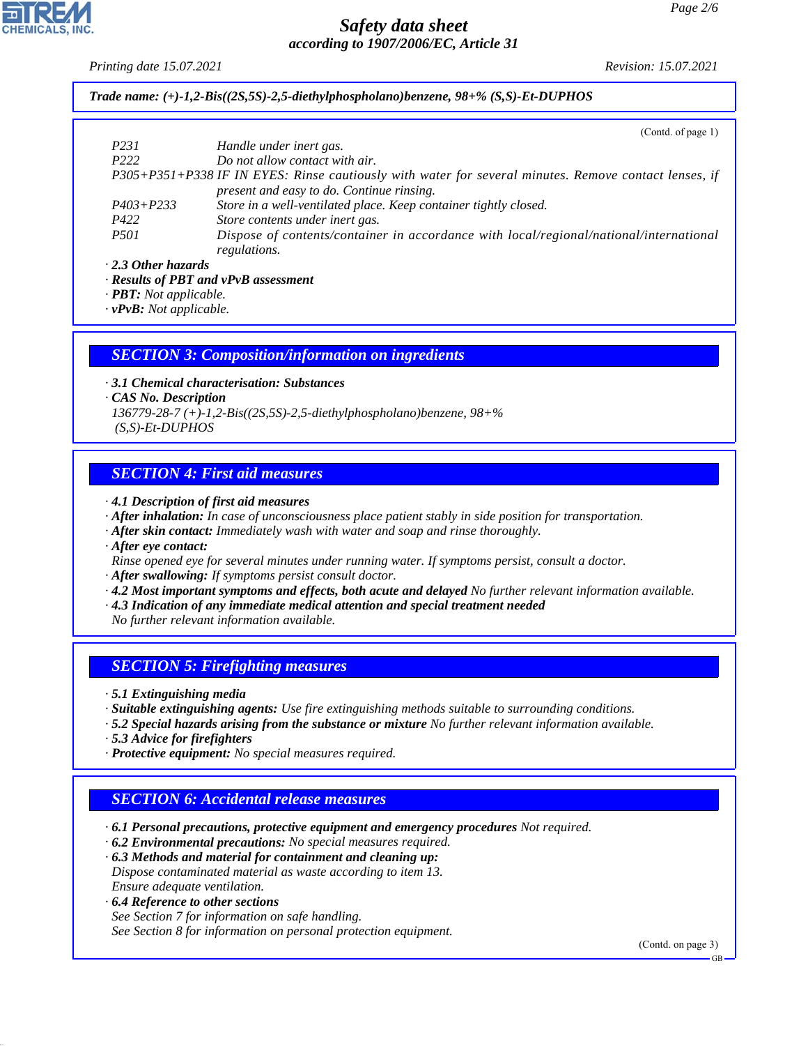**Trade name: (+)-1,2-Bis((2S,5S)-2,5-diethylphospholano)benzene, 98+% (S,S)-Et-DUPHOS**

(Contd. of page 1)

| | |
|---|---|
| P231 | Handle under inert gas. |
| P222 | Do not allow contact with air. |
| P305+P351+P338 | IF IN EYES: Rinse cautiously with water for several minutes. Remove contact lenses, if present and easy to do. Continue rinsing. |
| P403+P233 | Store in a well-ventilated place. Keep container tightly closed. |
| P422 | Store contents under inert gas. |
| P501 | Dispose of contents/container in accordance with local/regional/national/international regulations. |

· **2.3 Other hazards**
· **Results of PBT and vPvB assessment**
· **PBT:** Not applicable.
· **vPvB:** Not applicable.

## SECTION 3: Composition/information on ingredients

· **3.1 Chemical characterisation: Substances**
· **CAS No. Description**
136779-28-7 (+)-1,2-Bis((2S,5S)-2,5-diethylphospholano)benzene, 98+% (S,S)-Et-DUPHOS

## SECTION 4: First aid measures

· **4.1 Description of first aid measures**
· **After inhalation:** In case of unconsciousness place patient stably in side position for transportation.
· **After skin contact:** Immediately wash with water and soap and rinse thoroughly.
· **After eye contact:**
Rinse opened eye for several minutes under running water. If symptoms persist, consult a doctor.
· **After swallowing:** If symptoms persist consult doctor.
· **4.2 Most important symptoms and effects, both acute and delayed** No further relevant information available.
· **4.3 Indication of any immediate medical attention and special treatment needed**
No further relevant information available.

## SECTION 5: Firefighting measures

· **5.1 Extinguishing media**
· **Suitable extinguishing agents:** Use fire extinguishing methods suitable to surrounding conditions.
· **5.2 Special hazards arising from the substance or mixture** No further relevant information available.
· **5.3 Advice for firefighters**
· **Protective equipment:** No special measures required.

## SECTION 6: Accidental release measures

· **6.1 Personal precautions, protective equipment and emergency procedures** Not required.
· **6.2 Environmental precautions:** No special measures required.
· **6.3 Methods and material for containment and cleaning up:**
Dispose contaminated material as waste according to item 13.
Ensure adequate ventilation.
· **6.4 Reference to other sections**
See Section 7 for information on safe handling.
See Section 8 for information on personal protection equipment.

(Contd. on page 3)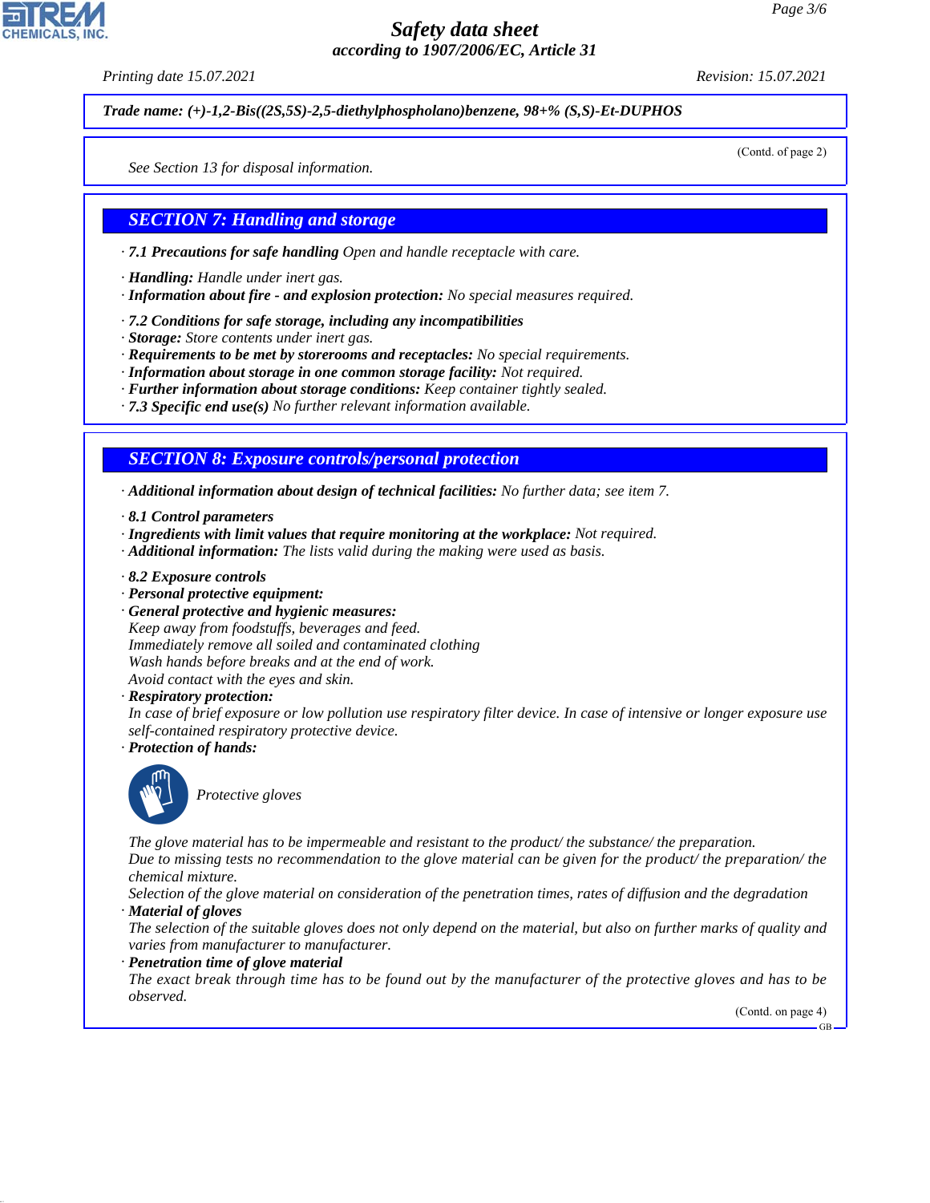**Trade name: (+)-1,2-Bis((2S,5S)-2,5-diethylphospholano)benzene, 98+% (S,S)-Et-DUPHOS**

(Contd. of page 2)

See Section 13 for disposal information.

## SECTION 7: Handling and storage

· **7.1 Precautions for safe handling** Open and handle receptacle with care.

· **Handling:** Handle under inert gas.
· **Information about fire - and explosion protection:** No special measures required.

· **7.2 Conditions for safe storage, including any incompatibilities**
· **Storage:** Store contents under inert gas.
· **Requirements to be met by storerooms and receptacles:** No special requirements.
· **Information about storage in one common storage facility:** Not required.
· **Further information about storage conditions:** Keep container tightly sealed.
· **7.3 Specific end use(s)** No further relevant information available.

## SECTION 8: Exposure controls/personal protection

· **Additional information about design of technical facilities:** No further data; see item 7.

· **8.1 Control parameters**
· **Ingredients with limit values that require monitoring at the workplace:** Not required.
· **Additional information:** The lists valid during the making were used as basis.

· **8.2 Exposure controls**
· **Personal protective equipment:**
· **General protective and hygienic measures:**
Keep away from foodstuffs, beverages and feed.
Immediately remove all soiled and contaminated clothing
Wash hands before breaks and at the end of work.
Avoid contact with the eyes and skin.
· **Respiratory protection:**
In case of brief exposure or low pollution use respiratory filter device. In case of intensive or longer exposure use self-contained respiratory protective device.
· **Protection of hands:**

Protective gloves

The glove material has to be impermeable and resistant to the product/ the substance/ the preparation.
Due to missing tests no recommendation to the glove material can be given for the product/ the preparation/ the chemical mixture.
Selection of the glove material on consideration of the penetration times, rates of diffusion and the degradation
· **Material of gloves**
The selection of the suitable gloves does not only depend on the material, but also on further marks of quality and varies from manufacturer to manufacturer.
· **Penetration time of glove material**
The exact break through time has to be found out by the manufacturer of the protective gloves and has to be observed.

(Contd. on page 4)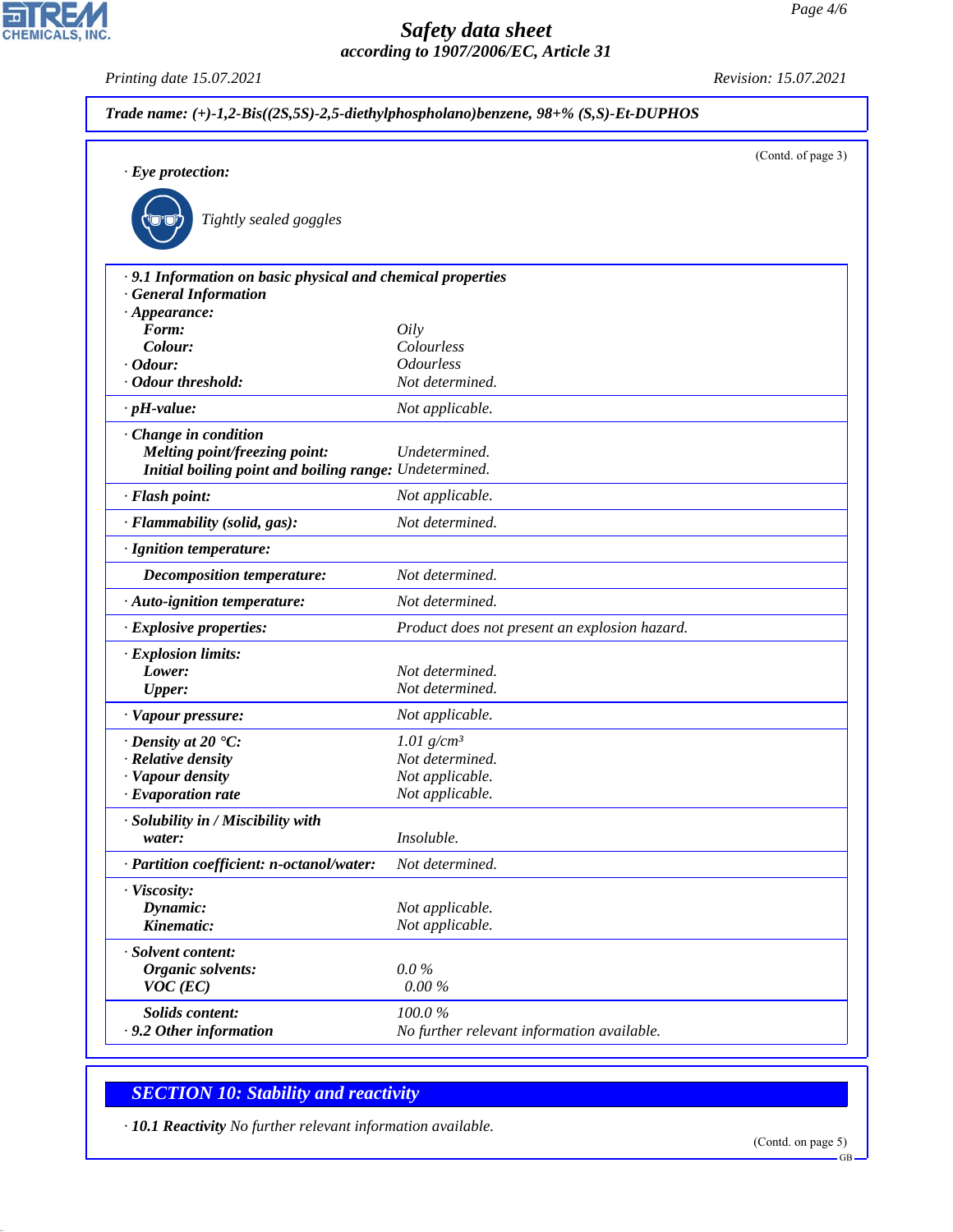**Trade name: (+)-1,2-Bis((2S,5S)-2,5-diethylphospholano)benzene, 98+% (S,S)-Et-DUPHOS**

(Contd. of page 3)

· **Eye protection:**

Tightly sealed goggles

| | |
|---|---|
| · **9.1 Information on basic physical and chemical properties** | |
| · **General Information** | |
| · **Appearance:** | |
| **Form:** | Oily |
| **Colour:** | Colourless |
| · **Odour:** | Odourless |
| · **Odour threshold:** | Not determined. |
| · **pH-value:** | Not applicable. |
| · **Change in condition** | |
| **Melting point/freezing point:** | Undetermined. |
| **Initial boiling point and boiling range:** | Undetermined. |
| · **Flash point:** | Not applicable. |
| · **Flammability (solid, gas):** | Not determined. |
| · **Ignition temperature:** | |
| **Decomposition temperature:** | Not determined. |
| · **Auto-ignition temperature:** | Not determined. |
| · **Explosive properties:** | Product does not present an explosion hazard. |
| · **Explosion limits:** | |
| **Lower:** | Not determined. |
| **Upper:** | Not determined. |
| · **Vapour pressure:** | Not applicable. |
| · **Density at 20 °C:** | 1.01 g/cm³ |
| · **Relative density** | Not determined. |
| · **Vapour density** | Not applicable. |
| · **Evaporation rate** | Not applicable. |
| · **Solubility in / Miscibility with** | |
| **water:** | Insoluble. |
| · **Partition coefficient: n-octanol/water:** | Not determined. |
| · **Viscosity:** | |
| **Dynamic:** | Not applicable. |
| **Kinematic:** | Not applicable. |
| · **Solvent content:** | |
| **Organic solvents:** | 0.0 % |
| **VOC (EC)** | 0.00 % |
| **Solids content:** | 100.0 % |
| · **9.2 Other information** | No further relevant information available. |

## SECTION 10: Stability and reactivity

· **10.1 Reactivity** No further relevant information available.

(Contd. on page 5)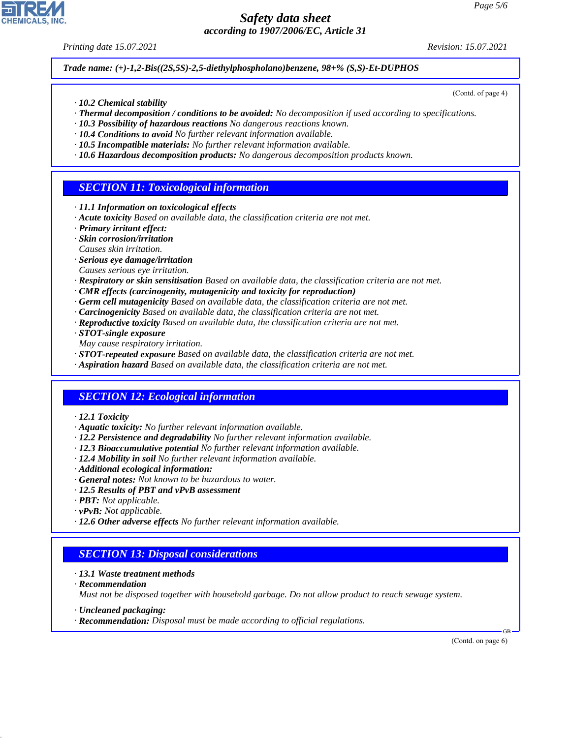Trade name: (+)-1,2-Bis((2S,5S)-2,5-diethylphospholano)benzene, 98+% (S,S)-Et-DUPHOS

(Contd. of page 4)

· **10.2 Chemical stability**
· **Thermal decomposition / conditions to be avoided:** No decomposition if used according to specifications.
· **10.3 Possibility of hazardous reactions** No dangerous reactions known.
· **10.4 Conditions to avoid** No further relevant information available.
· **10.5 Incompatible materials:** No further relevant information available.
· **10.6 Hazardous decomposition products:** No dangerous decomposition products known.

## SECTION 11: Toxicological information

· **11.1 Information on toxicological effects**
· **Acute toxicity** Based on available data, the classification criteria are not met.
· **Primary irritant effect:**
· **Skin corrosion/irritation**
Causes skin irritation.
· **Serious eye damage/irritation**
Causes serious eye irritation.
· **Respiratory or skin sensitisation** Based on available data, the classification criteria are not met.
· **CMR effects (carcinogenity, mutagenicity and toxicity for reproduction)**
· **Germ cell mutagenicity** Based on available data, the classification criteria are not met.
· **Carcinogenicity** Based on available data, the classification criteria are not met.
· **Reproductive toxicity** Based on available data, the classification criteria are not met.
· **STOT-single exposure**
May cause respiratory irritation.
· **STOT-repeated exposure** Based on available data, the classification criteria are not met.
· **Aspiration hazard** Based on available data, the classification criteria are not met.

## SECTION 12: Ecological information

· **12.1 Toxicity**
· **Aquatic toxicity:** No further relevant information available.
· **12.2 Persistence and degradability** No further relevant information available.
· **12.3 Bioaccumulative potential** No further relevant information available.
· **12.4 Mobility in soil** No further relevant information available.
· **Additional ecological information:**
· **General notes:** Not known to be hazardous to water.
· **12.5 Results of PBT and vPvB assessment**
· **PBT:** Not applicable.
· **vPvB:** Not applicable.
· **12.6 Other adverse effects** No further relevant information available.

## SECTION 13: Disposal considerations

· **13.1 Waste treatment methods**
· **Recommendation**
Must not be disposed together with household garbage. Do not allow product to reach sewage system.

· **Uncleaned packaging:**
· **Recommendation:** Disposal must be made according to official regulations.

(Contd. on page 6)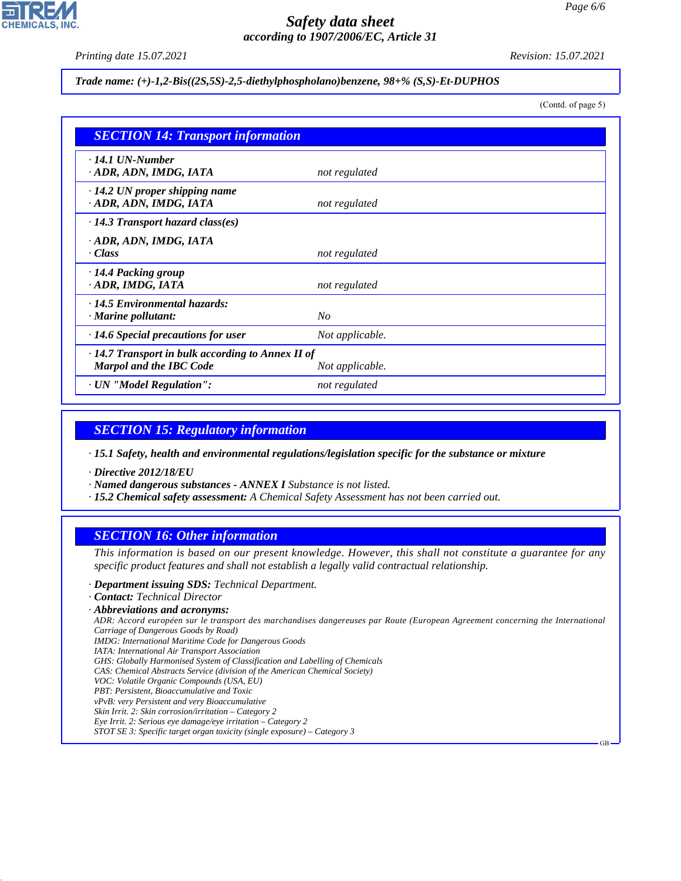*(Contd. of page 5)*

## SECTION 14: Transport information

| | |
|---|---|
| · **14.1 UN-Number** | |
| · **ADR, ADN, IMDG, IATA** | not regulated |
| · **14.2 UN proper shipping name** | |
| · **ADR, ADN, IMDG, IATA** | not regulated |
| · **14.3 Transport hazard class(es)** | |
| · **ADR, ADN, IMDG, IATA** | |
| · **Class** | not regulated |
| · **14.4 Packing group** | |
| · **ADR, IMDG, IATA** | not regulated |
| · **14.5 Environmental hazards:** | |
| · **Marine pollutant:** | No |
| · **14.6 Special precautions for user** | Not applicable. |
| · **14.7 Transport in bulk according to Annex II of Marpol and the IBC Code** | Not applicable. |
| · **UN "Model Regulation":** | not regulated |

## SECTION 15: Regulatory information

· **15.1 Safety, health and environmental regulations/legislation specific for the substance or mixture**

· **Directive 2012/18/EU**
· **Named dangerous substances - ANNEX I** Substance is not listed.
· **15.2 Chemical safety assessment:** A Chemical Safety Assessment has not been carried out.

## SECTION 16: Other information

This information is based on our present knowledge. However, this shall not constitute a guarantee for any specific product features and shall not establish a legally valid contractual relationship.

· **Department issuing SDS:** Technical Department.
· **Contact:** Technical Director
· **Abbreviations and acronyms:**
ADR: Accord européen sur le transport des marchandises dangereuses par Route (European Agreement concerning the International Carriage of Dangerous Goods by Road)
IMDG: International Maritime Code for Dangerous Goods
IATA: International Air Transport Association
GHS: Globally Harmonised System of Classification and Labelling of Chemicals
CAS: Chemical Abstracts Service (division of the American Chemical Society)
VOC: Volatile Organic Compounds (USA, EU)
PBT: Persistent, Bioaccumulative and Toxic
vPvB: very Persistent and very Bioaccumulative
Skin Irrit. 2: Skin corrosion/irritation – Category 2
Eye Irrit. 2: Serious eye damage/eye irritation – Category 2
STOT SE 3: Specific target organ toxicity (single exposure) – Category 3